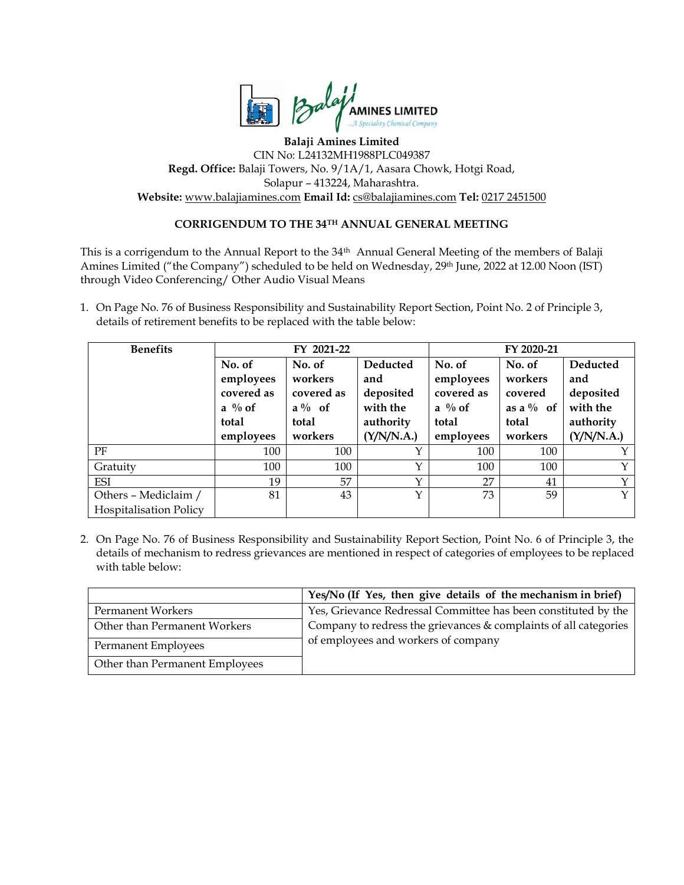**Balaji Amines Limited**
CIN No: L24132MH1988PLC049387
**Regd. Office:** Balaji Towers, No. 9/1A/1, Aasara Chowk, Hotgi Road,
Solapur – 413224, Maharashtra.
**Website:** www.balajiamines.com **Email Id:** cs@balajiamines.com **Tel:** 0217 2451500

**CORRIGENDUM TO THE 34TH ANNUAL GENERAL MEETING**

This is a corrigendum to the Annual Report to the 34th Annual General Meeting of the members of Balaji Amines Limited ("the Company") scheduled to be held on Wednesday, 29th June, 2022 at 12.00 Noon (IST) through Video Conferencing/ Other Audio Visual Means

1. On Page No. 76 of Business Responsibility and Sustainability Report Section, Point No. 2 of Principle 3, details of retirement benefits to be replaced with the table below:

| Benefits | FY 2021-22 | | | FY 2020-21 | | |
|---|---|---|---|---|---|---|
| | **No. of employees covered as a % of total employees** | **No. of workers covered as a % of total workers** | **Deducted and deposited with the authority (Y/N/N.A.)** | **No. of employees covered as a % of total employees** | **No. of workers covered as a % of total workers** | **Deducted and deposited with the authority (Y/N/N.A.)** |
| PF | 100 | 100 | Y | 100 | 100 | Y |
| Gratuity | 100 | 100 | Y | 100 | 100 | Y |
| ESI | 19 | 57 | Y | 27 | 41 | Y |
| Others – Mediclaim / Hospitalisation Policy | 81 | 43 | Y | 73 | 59 | Y |

2. On Page No. 76 of Business Responsibility and Sustainability Report Section, Point No. 6 of Principle 3, the details of mechanism to redress grievances are mentioned in respect of categories of employees to be replaced with table below:

| | **Yes/No (If Yes, then give details of the mechanism in brief)** |
|---|---|
| Permanent Workers | Yes, Grievance Redressal Committee has been constituted by the Company to redress the grievances & complaints of all categories of employees and workers of company |
| Other than Permanent Workers | |
| Permanent Employees | |
| Other than Permanent Employees | |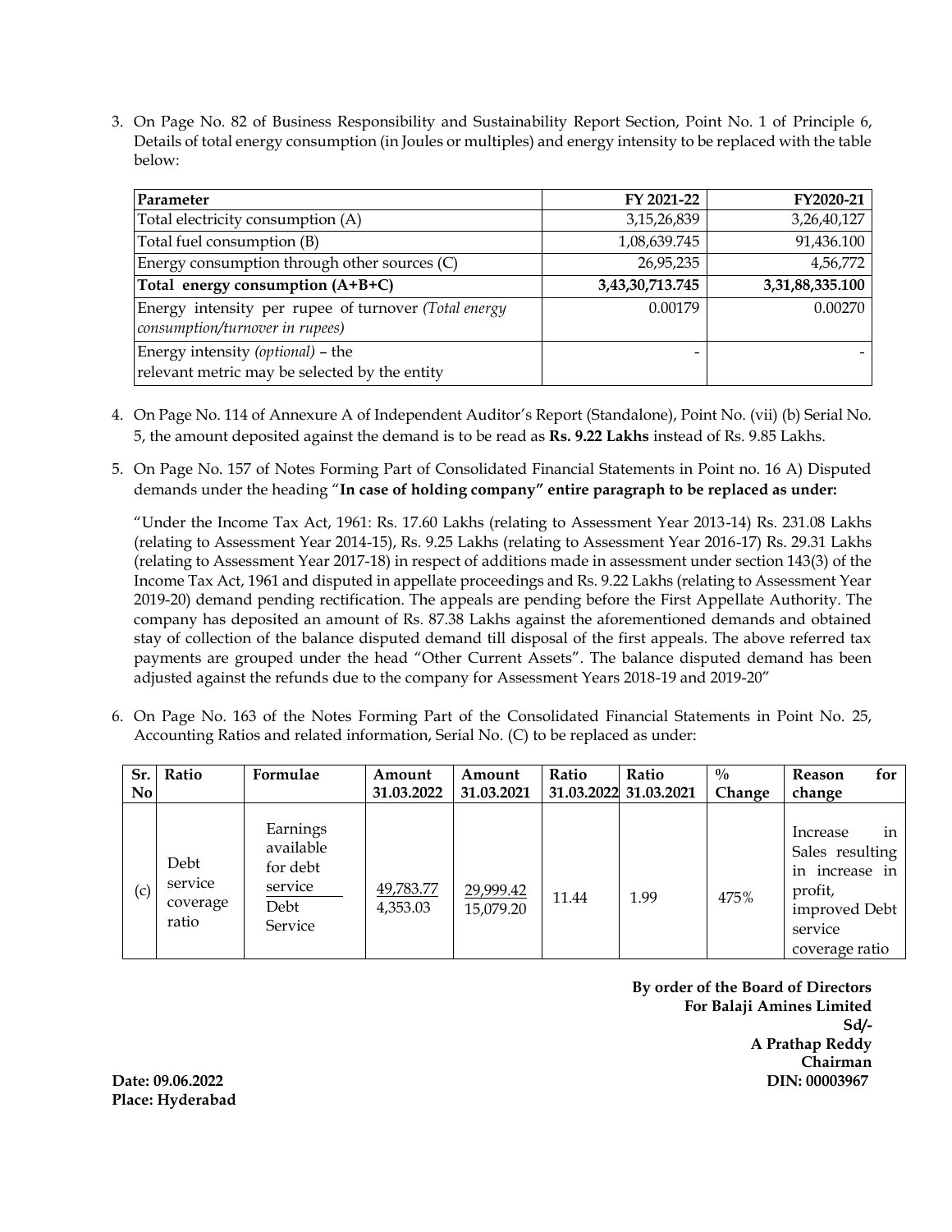3. On Page No. 82 of Business Responsibility and Sustainability Report Section, Point No. 1 of Principle 6, Details of total energy consumption (in Joules or multiples) and energy intensity to be replaced with the table below:

| Parameter | FY 2021-22 | FY2020-21 |
|---|---|---|
| Total electricity consumption (A) | 3,15,26,839 | 3,26,40,127 |
| Total fuel consumption (B) | 1,08,639.745 | 91,436.100 |
| Energy consumption through other sources (C) | 26,95,235 | 4,56,772 |
| **Total energy consumption (A+B+C)** | **3,43,30,713.745** | **3,31,88,335.100** |
| Energy intensity per rupee of turnover *(Total energy consumption/turnover in rupees)* | 0.00179 | 0.00270 |
| Energy intensity *(optional)* – the relevant metric may be selected by the entity | - | - |

4. On Page No. 114 of Annexure A of Independent Auditor's Report (Standalone), Point No. (vii) (b) Serial No. 5, the amount deposited against the demand is to be read as **Rs. 9.22 Lakhs** instead of Rs. 9.85 Lakhs.

5. On Page No. 157 of Notes Forming Part of Consolidated Financial Statements in Point no. 16 A) Disputed demands under the heading "**In case of holding company" entire paragraph to be replaced as under:**

   "Under the Income Tax Act, 1961: Rs. 17.60 Lakhs (relating to Assessment Year 2013-14) Rs. 231.08 Lakhs (relating to Assessment Year 2014-15), Rs. 9.25 Lakhs (relating to Assessment Year 2016-17) Rs. 29.31 Lakhs (relating to Assessment Year 2017-18) in respect of additions made in assessment under section 143(3) of the Income Tax Act, 1961 and disputed in appellate proceedings and Rs. 9.22 Lakhs (relating to Assessment Year 2019-20) demand pending rectification. The appeals are pending before the First Appellate Authority. The company has deposited an amount of Rs. 87.38 Lakhs against the aforementioned demands and obtained stay of collection of the balance disputed demand till disposal of the first appeals. The above referred tax payments are grouped under the head "Other Current Assets". The balance disputed demand has been adjusted against the refunds due to the company for Assessment Years 2018-19 and 2019-20"

6. On Page No. 163 of the Notes Forming Part of the Consolidated Financial Statements in Point No. 25, Accounting Ratios and related information, Serial No. (C) to be replaced as under:

| Sr. No | Ratio | Formulae | Amount 31.03.2022 | Amount 31.03.2021 | Ratio 31.03.2022 | Ratio 31.03.2021 | % Change | Reason for change |
|---|---|---|---|---|---|---|---|---|
| (c) | Debt service coverage ratio | Earnings available for debt service / Debt Service | 49,783.77 / 4,353.03 | 29,999.42 / 15,079.20 | 11.44 | 1.99 | 475% | Increase in Sales resulting in increase in profit, improved Debt service coverage ratio |

**By order of the Board of Directors**
**For Balaji Amines Limited**
**Sd/-**
**A Prathap Reddy**
**Chairman**
**DIN: 00003967**

**Date: 09.06.2022**
**Place: Hyderabad**